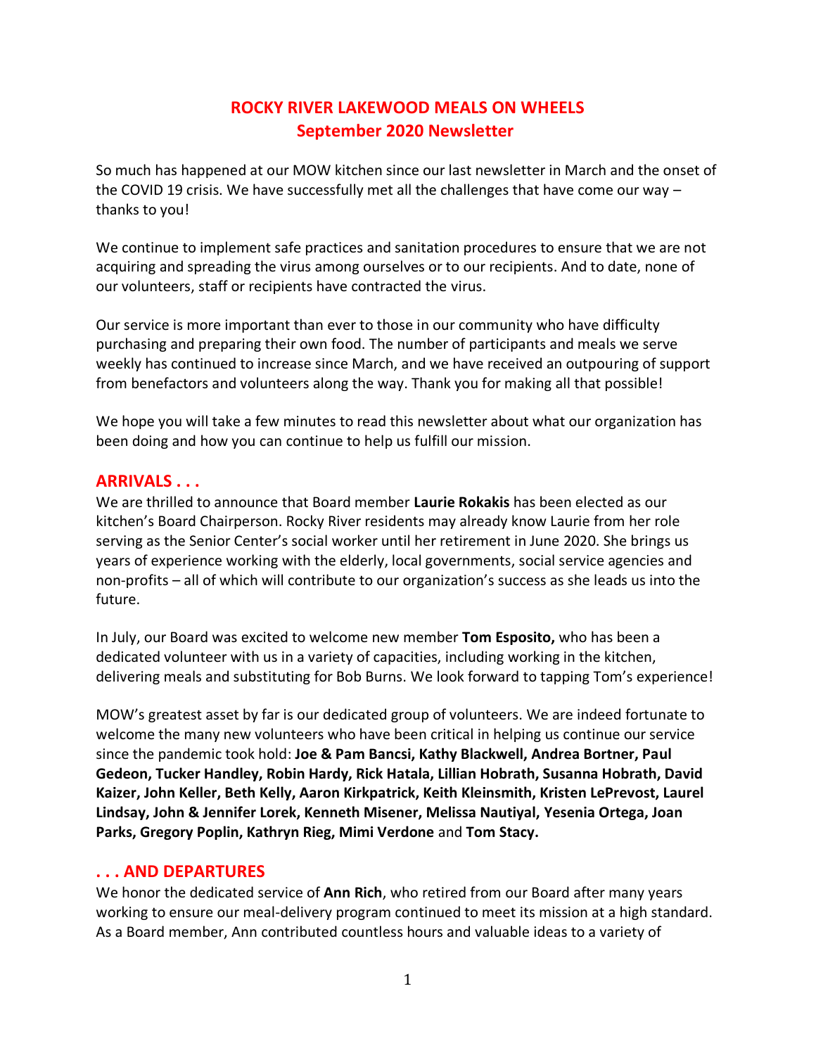# ROCKY RIVER LAKEWOOD MEALS ON WHEELS
## September 2020 Newsletter

So much has happened at our MOW kitchen since our last newsletter in March and the onset of the COVID 19 crisis. We have successfully met all the challenges that have come our way – thanks to you!

We continue to implement safe practices and sanitation procedures to ensure that we are not acquiring and spreading the virus among ourselves or to our recipients. And to date, none of our volunteers, staff or recipients have contracted the virus.

Our service is more important than ever to those in our community who have difficulty purchasing and preparing their own food. The number of participants and meals we serve weekly has continued to increase since March, and we have received an outpouring of support from benefactors and volunteers along the way. Thank you for making all that possible!

We hope you will take a few minutes to read this newsletter about what our organization has been doing and how you can continue to help us fulfill our mission.

## ARRIVALS . . .

We are thrilled to announce that Board member **Laurie Rokakis** has been elected as our kitchen's Board Chairperson. Rocky River residents may already know Laurie from her role serving as the Senior Center's social worker until her retirement in June 2020. She brings us years of experience working with the elderly, local governments, social service agencies and non-profits – all of which will contribute to our organization's success as she leads us into the future.

In July, our Board was excited to welcome new member **Tom Esposito,** who has been a dedicated volunteer with us in a variety of capacities, including working in the kitchen, delivering meals and substituting for Bob Burns. We look forward to tapping Tom's experience!

MOW's greatest asset by far is our dedicated group of volunteers. We are indeed fortunate to welcome the many new volunteers who have been critical in helping us continue our service since the pandemic took hold: **Joe & Pam Bancsi, Kathy Blackwell, Andrea Bortner, Paul Gedeon, Tucker Handley, Robin Hardy, Rick Hatala, Lillian Hobrath, Susanna Hobrath, David Kaizer, John Keller, Beth Kelly, Aaron Kirkpatrick, Keith Kleinsmith, Kristen LePrevost, Laurel Lindsay, John & Jennifer Lorek, Kenneth Misener, Melissa Nautiyal, Yesenia Ortega, Joan Parks, Gregory Poplin, Kathryn Rieg, Mimi Verdone** and **Tom Stacy.**

## . . . AND DEPARTURES

We honor the dedicated service of **Ann Rich**, who retired from our Board after many years working to ensure our meal-delivery program continued to meet its mission at a high standard. As a Board member, Ann contributed countless hours and valuable ideas to a variety of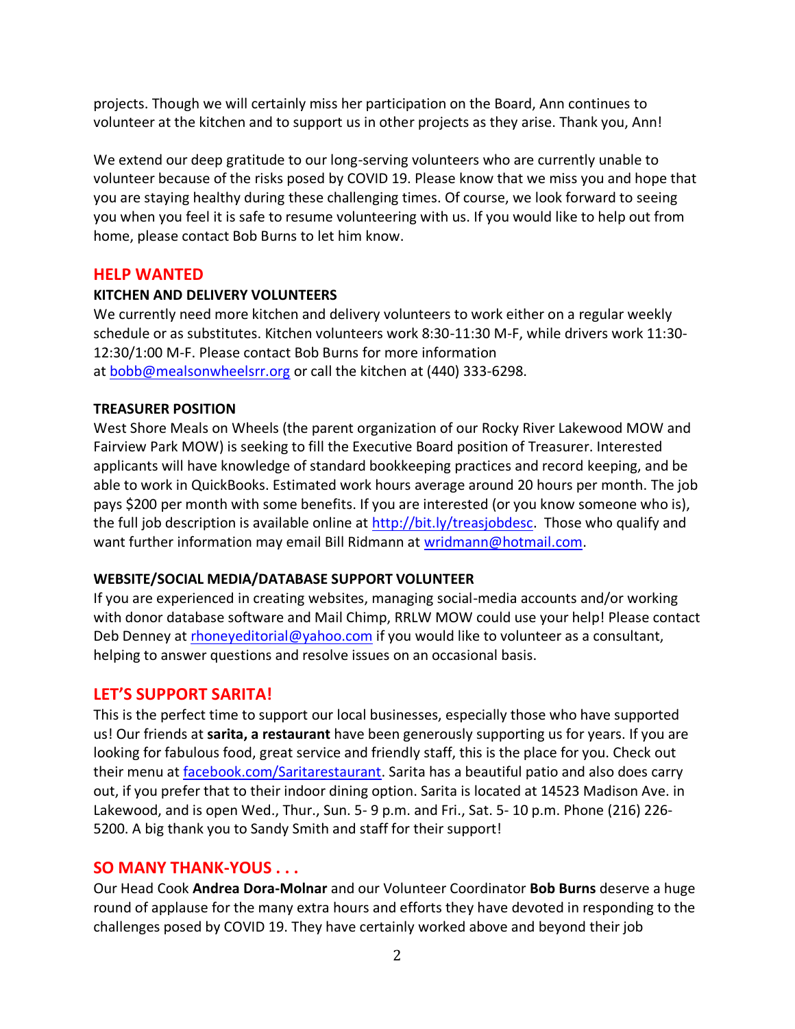projects. Though we will certainly miss her participation on the Board, Ann continues to volunteer at the kitchen and to support us in other projects as they arise. Thank you, Ann!

We extend our deep gratitude to our long-serving volunteers who are currently unable to volunteer because of the risks posed by COVID 19. Please know that we miss you and hope that you are staying healthy during these challenging times. Of course, we look forward to seeing you when you feel it is safe to resume volunteering with us. If you would like to help out from home, please contact Bob Burns to let him know.

## HELP WANTED

### KITCHEN AND DELIVERY VOLUNTEERS

We currently need more kitchen and delivery volunteers to work either on a regular weekly schedule or as substitutes. Kitchen volunteers work 8:30-11:30 M-F, while drivers work 11:30-12:30/1:00 M-F. Please contact Bob Burns for more information at bobb@mealsonwheelsrr.org or call the kitchen at (440) 333-6298.

### TREASURER POSITION

West Shore Meals on Wheels (the parent organization of our Rocky River Lakewood MOW and Fairview Park MOW) is seeking to fill the Executive Board position of Treasurer. Interested applicants will have knowledge of standard bookkeeping practices and record keeping, and be able to work in QuickBooks. Estimated work hours average around 20 hours per month. The job pays $200 per month with some benefits. If you are interested (or you know someone who is), the full job description is available online at http://bit.ly/treasjobdesc. Those who qualify and want further information may email Bill Ridmann at wridmann@hotmail.com.

### WEBSITE/SOCIAL MEDIA/DATABASE SUPPORT VOLUNTEER

If you are experienced in creating websites, managing social-media accounts and/or working with donor database software and Mail Chimp, RRLW MOW could use your help! Please contact Deb Denney at rhoneyeditorial@yahoo.com if you would like to volunteer as a consultant, helping to answer questions and resolve issues on an occasional basis.

## LET'S SUPPORT SARITA!

This is the perfect time to support our local businesses, especially those who have supported us! Our friends at **sarita, a restaurant** have been generously supporting us for years. If you are looking for fabulous food, great service and friendly staff, this is the place for you. Check out their menu at facebook.com/Saritarestaurant. Sarita has a beautiful patio and also does carry out, if you prefer that to their indoor dining option. Sarita is located at 14523 Madison Ave. in Lakewood, and is open Wed., Thur., Sun. 5- 9 p.m. and Fri., Sat. 5- 10 p.m. Phone (216) 226-5200. A big thank you to Sandy Smith and staff for their support!

## SO MANY THANK-YOUS . . .

Our Head Cook **Andrea Dora-Molnar** and our Volunteer Coordinator **Bob Burns** deserve a huge round of applause for the many extra hours and efforts they have devoted in responding to the challenges posed by COVID 19. They have certainly worked above and beyond their job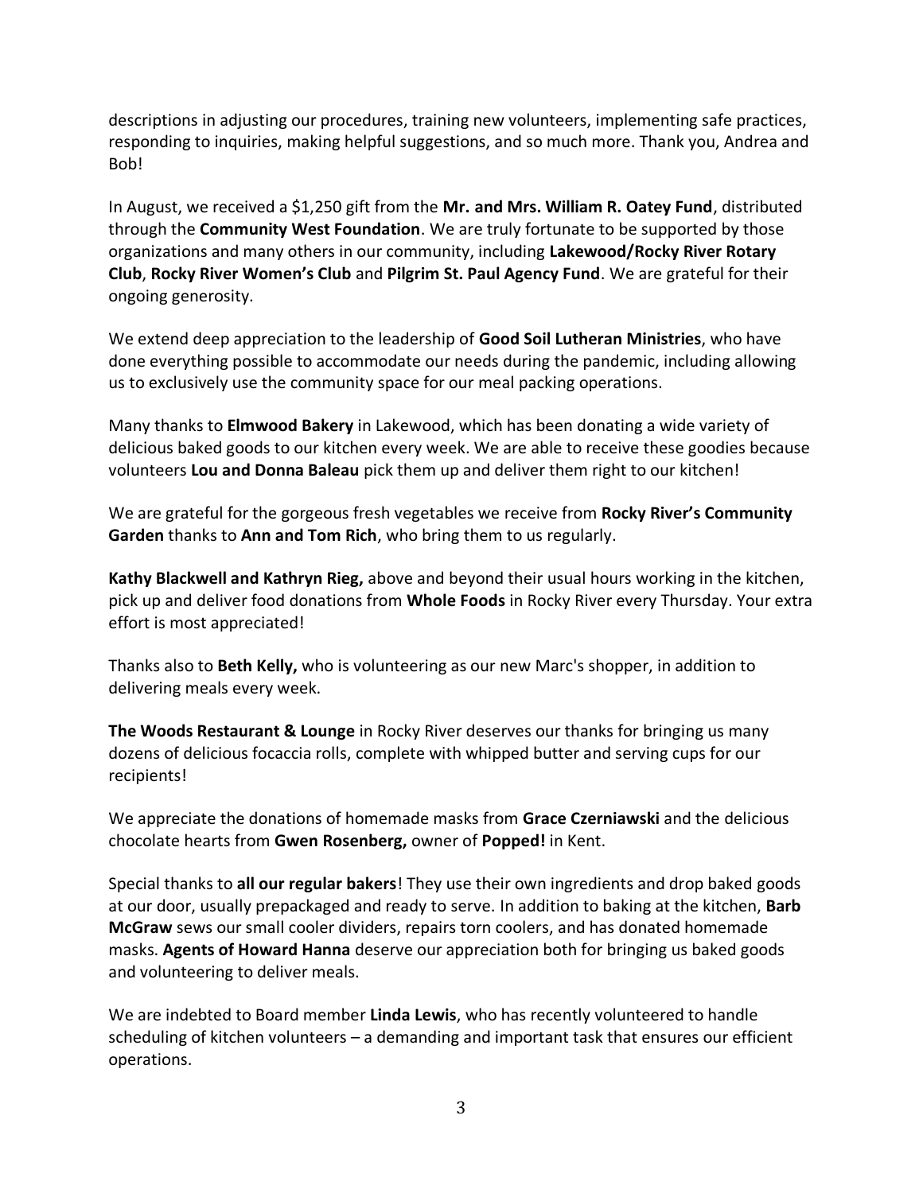descriptions in adjusting our procedures, training new volunteers, implementing safe practices, responding to inquiries, making helpful suggestions, and so much more. Thank you, Andrea and Bob!

In August, we received a $1,250 gift from the **Mr. and Mrs. William R. Oatey Fund**, distributed through the **Community West Foundation**. We are truly fortunate to be supported by those organizations and many others in our community, including **Lakewood/Rocky River Rotary Club**, **Rocky River Women's Club** and **Pilgrim St. Paul Agency Fund**. We are grateful for their ongoing generosity.

We extend deep appreciation to the leadership of **Good Soil Lutheran Ministries**, who have done everything possible to accommodate our needs during the pandemic, including allowing us to exclusively use the community space for our meal packing operations.

Many thanks to **Elmwood Bakery** in Lakewood, which has been donating a wide variety of delicious baked goods to our kitchen every week. We are able to receive these goodies because volunteers **Lou and Donna Baleau** pick them up and deliver them right to our kitchen!

We are grateful for the gorgeous fresh vegetables we receive from **Rocky River's Community Garden** thanks to **Ann and Tom Rich**, who bring them to us regularly.

**Kathy Blackwell and Kathryn Rieg,** above and beyond their usual hours working in the kitchen, pick up and deliver food donations from **Whole Foods** in Rocky River every Thursday. Your extra effort is most appreciated!

Thanks also to **Beth Kelly,** who is volunteering as our new Marc's shopper, in addition to delivering meals every week.

**The Woods Restaurant & Lounge** in Rocky River deserves our thanks for bringing us many dozens of delicious focaccia rolls, complete with whipped butter and serving cups for our recipients!

We appreciate the donations of homemade masks from **Grace Czerniawski** and the delicious chocolate hearts from **Gwen Rosenberg,** owner of **Popped!** in Kent.

Special thanks to **all our regular bakers**! They use their own ingredients and drop baked goods at our door, usually prepackaged and ready to serve. In addition to baking at the kitchen, **Barb McGraw** sews our small cooler dividers, repairs torn coolers, and has donated homemade masks. **Agents of Howard Hanna** deserve our appreciation both for bringing us baked goods and volunteering to deliver meals.

We are indebted to Board member **Linda Lewis**, who has recently volunteered to handle scheduling of kitchen volunteers – a demanding and important task that ensures our efficient operations.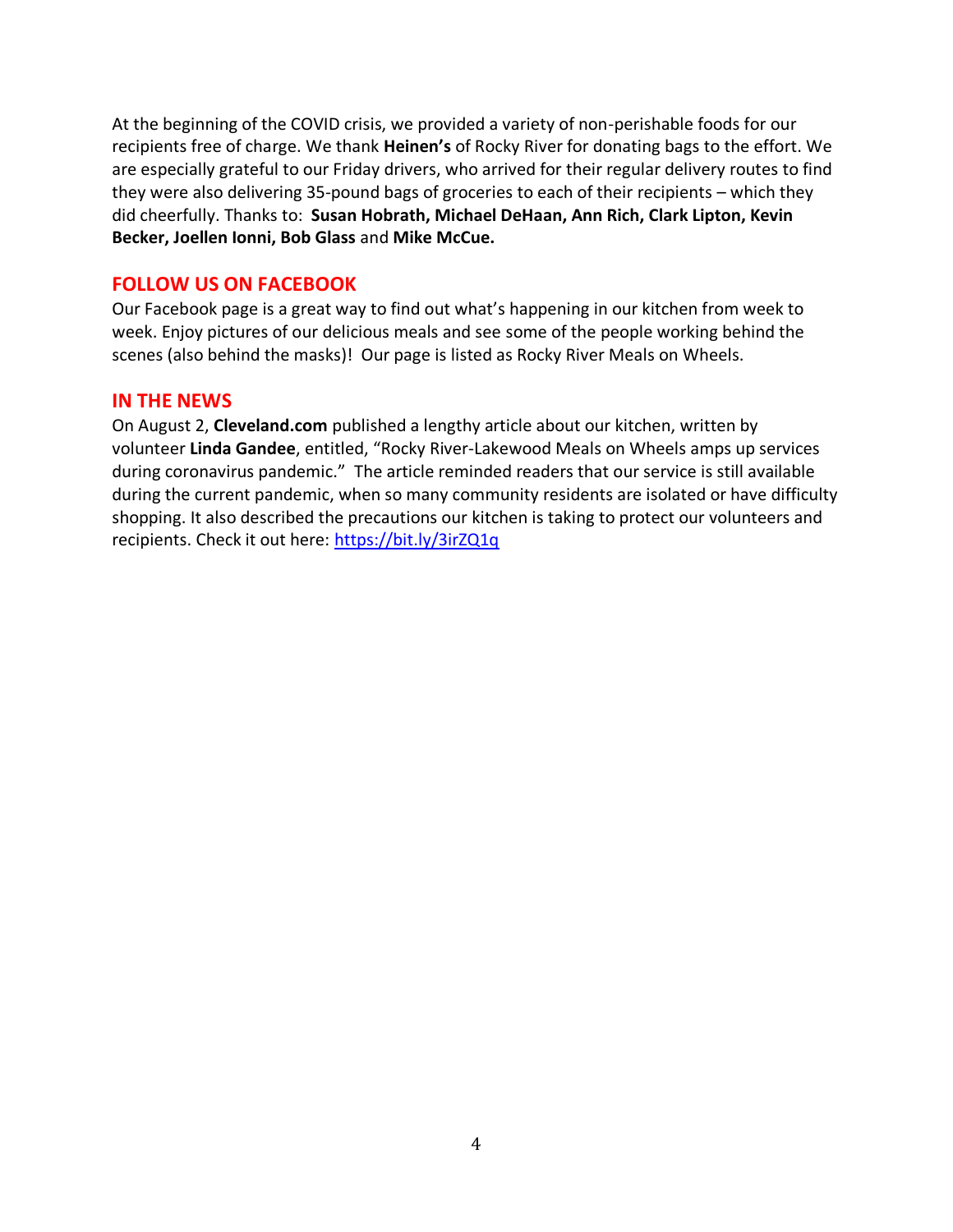At the beginning of the COVID crisis, we provided a variety of non-perishable foods for our recipients free of charge. We thank **Heinen's** of Rocky River for donating bags to the effort. We are especially grateful to our Friday drivers, who arrived for their regular delivery routes to find they were also delivering 35-pound bags of groceries to each of their recipients – which they did cheerfully. Thanks to: **Susan Hobrath, Michael DeHaan, Ann Rich, Clark Lipton, Kevin Becker, Joellen Ionni, Bob Glass** and **Mike McCue.**

## FOLLOW US ON FACEBOOK

Our Facebook page is a great way to find out what's happening in our kitchen from week to week. Enjoy pictures of our delicious meals and see some of the people working behind the scenes (also behind the masks)! Our page is listed as Rocky River Meals on Wheels.

## IN THE NEWS

On August 2, **Cleveland.com** published a lengthy article about our kitchen, written by volunteer **Linda Gandee**, entitled, "Rocky River-Lakewood Meals on Wheels amps up services during coronavirus pandemic." The article reminded readers that our service is still available during the current pandemic, when so many community residents are isolated or have difficulty shopping. It also described the precautions our kitchen is taking to protect our volunteers and recipients. Check it out here: https://bit.ly/3irZQ1q